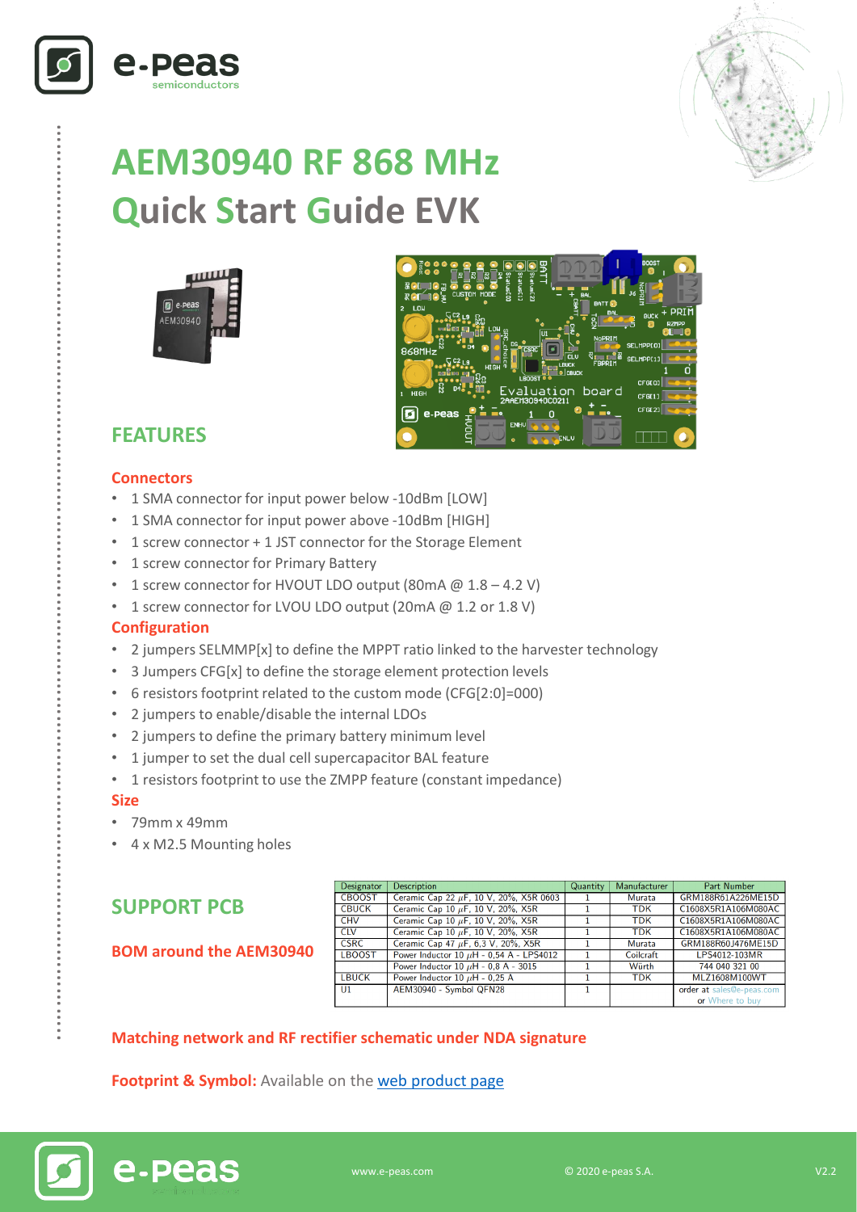# AEM30940 RF 868 MHz Quick Start Guide EVK

## FEATURES

### Connectors

- 1 SMA connector for input power below -10dBm [LOW]
- 1 SMA connector for input power above -10dBm [HIGH]
- 1 screw connector + 1 JST connector for the Storage Element
- 1 screw connector for Primary Battery
- 1 screw connector for HVOUT LDO output (80mA @ 1.8 – 4.2 V)
- 1 screw connector for LVOU LDO output (20mA @ 1.2 or 1.8 V)

### Configuration

- 2 jumpers SELMMP[x] to define the MPPT ratio linked to the harvester technology
- 3 Jumpers CFG[x] to define the storage element protection levels
- 6 resistors footprint related to the custom mode (CFG[2:0]=000)
- 2 jumpers to enable/disable the internal LDOs
- 2 jumpers to define the primary battery minimum level
- 1 jumper to set the dual cell supercapacitor BAL feature
- 1 resistors footprint to use the ZMPP feature (constant impedance)

### Size

- 79mm x 49mm
- 4 x M2.5 Mounting holes

## SUPPORT PCB

### BOM around the AEM30940

| Designator | Description | Quantity | Manufacturer | Part Number |
|---|---|---|---|---|
| CBOOST | Ceramic Cap 22 µF, 10 V, 20%, X5R 0603 | 1 | Murata | GRM188R61A226ME15D |
| CBUCK | Ceramic Cap 10 µF, 10 V, 20%, X5R | 1 | TDK | C1608X5R1A106M080AC |
| CHV | Ceramic Cap 10 µF, 10 V, 20%, X5R | 1 | TDK | C1608X5R1A106M080AC |
| CLV | Ceramic Cap 10 µF, 10 V, 20%, X5R | 1 | TDK | C1608X5R1A106M080AC |
| CSRC | Ceramic Cap 47 µF, 6,3 V, 20%, X5R | 1 | Murata | GRM188R60J476ME15D |
| LBOOST | Power Inductor 10 µH - 0,54 A - LPS4012 | 1 | Coilcraft | LPS4012-103MR |
| | Power Inductor 10 µH - 0,8 A - 3015 | 1 | Würth | 744 040 321 00 |
| LBUCK | Power Inductor 10 µH - 0,25 A | 1 | TDK | MLZ1608M100WT |
| U1 | AEM30940 - Symbol QFN28 | 1 | | order at sales@e-peas.com or Where to buy |

**Matching network and RF rectifier schematic under NDA signature**

**Footprint & Symbol:** Available on the web product page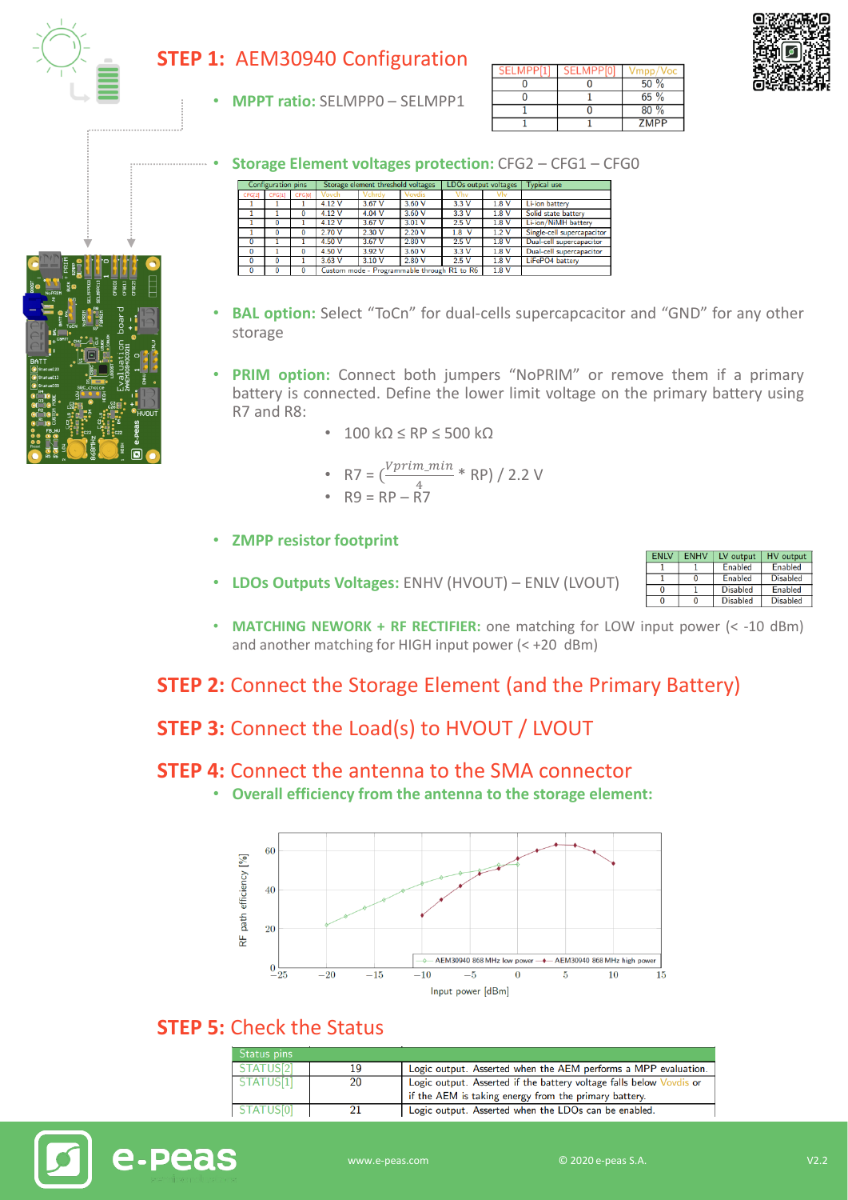## STEP 1: AEM30940 Configuration

- **MPPT ratio:** SELMPP0 – SELMPP1

| SELMPP[1] | SELMPP[0] | Vmpp/Voc |
|---|---|---|
| 0 | 0 | 50 % |
| 0 | 1 | 65 % |
| 1 | 0 | 80 % |
| 1 | 1 | ZMPP |

- **Storage Element voltages protection:** CFG2 – CFG1 – CFG0

| Configuration pins | | | Storage element threshold voltages | | | LDOs output voltages | | Typical use |
|---|---|---|---|---|---|---|---|---|
| CFG[2] | CFG[1] | CFG[0] | Vovch | Vchrdy | Vovdis | Vhv | Vlv | |
| 1 | 1 | 1 | 4.12 V | 3.67 V | 3.60 V | 3.3 V | 1.8 V | Li-ion battery |
| 1 | 1 | 0 | 4.12 V | 4.04 V | 3.60 V | 3.3 V | 1.8 V | Solid state battery |
| 1 | 0 | 1 | 4.12 V | 3.67 V | 3.01 V | 2.5 V | 1.8 V | Li-ion/NiMH battery |
| 1 | 0 | 0 | 2.70 V | 2.30 V | 2.20 V | 1.8 V | 1.2 V | Single-cell supercapacitor |
| 0 | 1 | 1 | 4.50 V | 3.67 V | 2.80 V | 2.5 V | 1.8 V | Dual-cell supercapacitor |
| 0 | 1 | 0 | 4.50 V | 3.92 V | 3.60 V | 3.3 V | 1.8 V | Dual-cell supercapacitor |
| 0 | 0 | 1 | 3.63 V | 3.10 V | 2.80 V | 2.5 V | 1.8 V | LiFePO4 battery |
| 0 | 0 | 0 | Custom mode - Programmable through R1 to R6 | | | | 1.8 V | |

- **BAL option:** Select “ToCn” for dual-cells supercapcacitor and “GND” for any other storage

- **PRIM option:** Connect both jumpers “NoPRIM” or remove them if a primary battery is connected. Define the lower limit voltage on the primary battery using R7 and R8:
  - 100 kΩ ≤ RP ≤ 500 kΩ
  - R7 = ($\frac{Vprim\_min}{4}$ * RP) / 2.2 V
  - R9 = RP – R7

- **ZMPP resistor footprint**

- **LDOs Outputs Voltages:** ENHV (HVOUT) – ENLV (LVOUT)

| ENLV | ENHV | LV output | HV output |
|---|---|---|---|
| 1 | 1 | Enabled | Enabled |
| 1 | 0 | Enabled | Disabled |
| 0 | 1 | Disabled | Enabled |
| 0 | 0 | Disabled | Disabled |

- **MATCHING NEWORK + RF RECTIFIER:** one matching for LOW input power (< -10 dBm) and another matching for HIGH input power (< +20 dBm)

## STEP 2: Connect the Storage Element (and the Primary Battery)

## STEP 3: Connect the Load(s) to HVOUT / LVOUT

## STEP 4: Connect the antenna to the SMA connector

- **Overall efficiency from the antenna to the storage element:**

RF path efficiency [%]
0
20
40
60
−25 −20 −15 −10 −5 0 5 10 15
Input power [dBm]
AEM30940 868 MHz low power
AEM30940 868 MHz high power

## STEP 5: Check the Status

| Status pins | | |
|---|---|---|
| STATUS[2] | 19 | Logic output. Asserted when the AEM performs a MPP evaluation. |
| STATUS[1] | 20 | Logic output. Asserted if the battery voltage falls below Vovdis or if the AEM is taking energy from the primary battery. |
| STATUS[0] | 21 | Logic output. Asserted when the LDOs can be enabled. |

e-peas

www.e-peas.com © 2020 e-peas S.A. V2.2